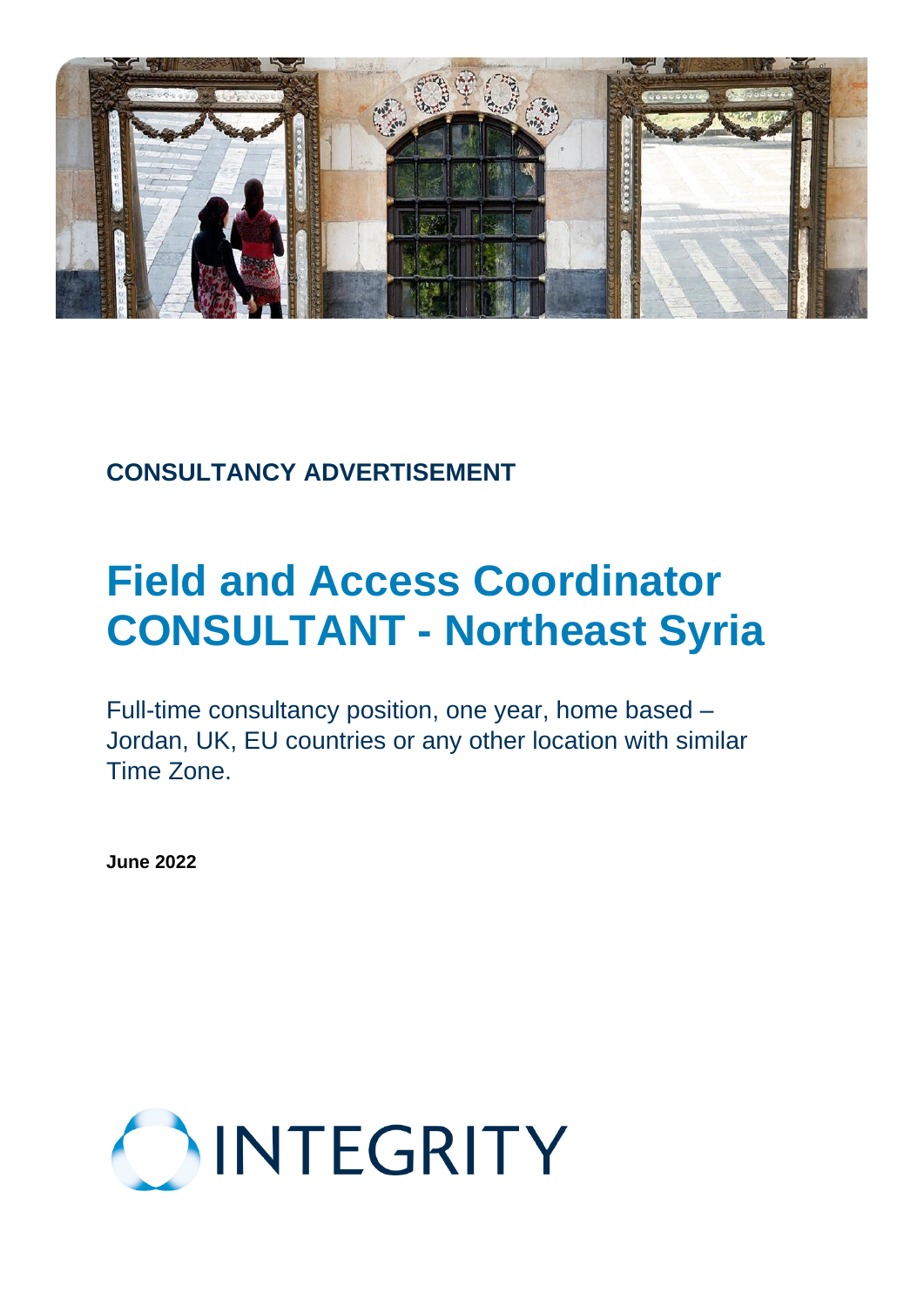**CONSULTANCY ADVERTISEMENT**

# Field and Access Coordinator CONSULTANT - Northeast Syria

Full-time consultancy position, one year, home based – Jordan, UK, EU countries or any other location with similar Time Zone.

**June 2022**

INTEGRITY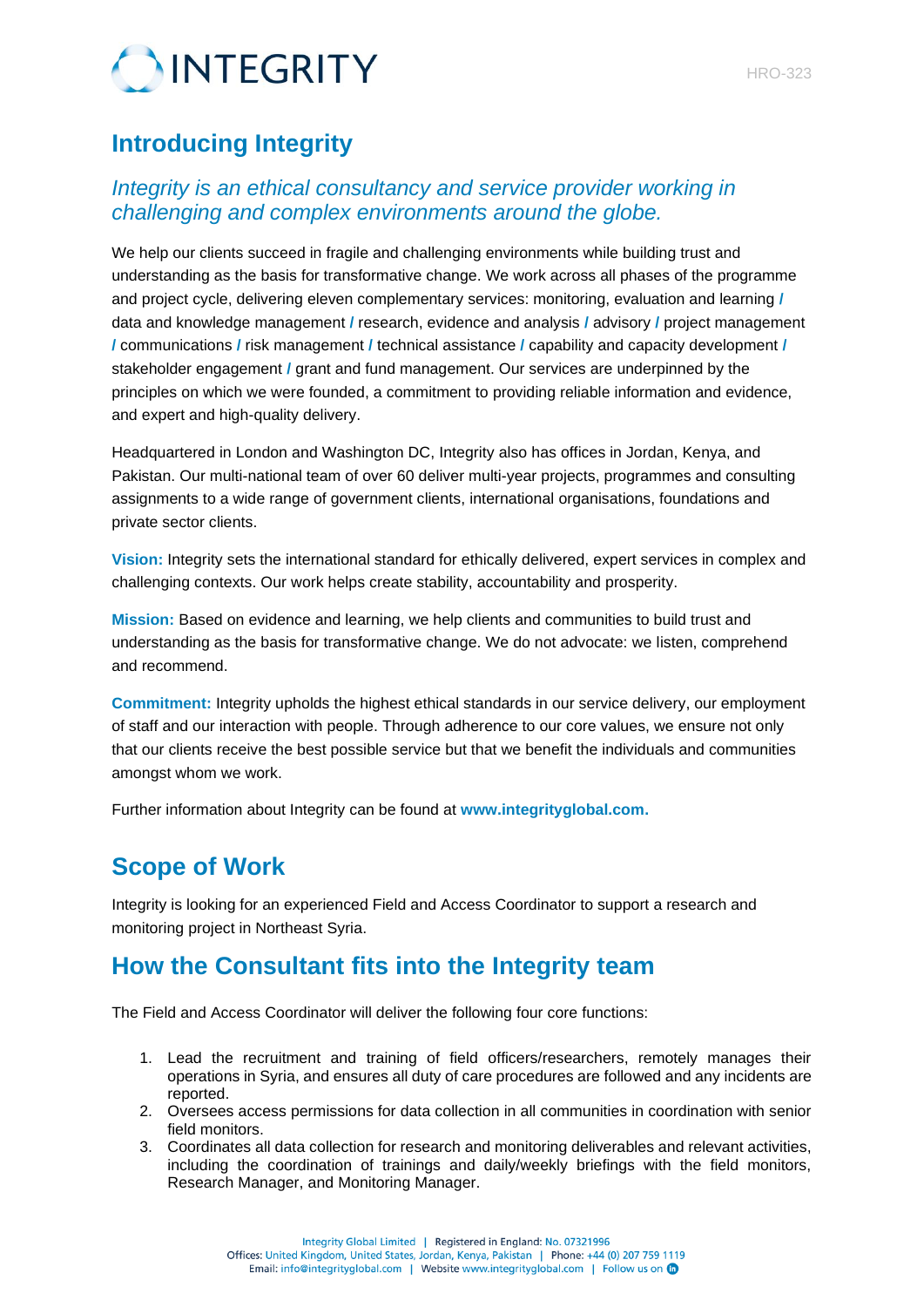## Introducing Integrity

### *Integrity is an ethical consultancy and service provider working in challenging and complex environments around the globe.*

We help our clients succeed in fragile and challenging environments while building trust and understanding as the basis for transformative change. We work across all phases of the programme and project cycle, delivering eleven complementary services: monitoring, evaluation and learning **/** data and knowledge management **/** research, evidence and analysis **/** advisory **/** project management **/** communications **/** risk management **/** technical assistance **/** capability and capacity development **/** stakeholder engagement **/** grant and fund management. Our services are underpinned by the principles on which we were founded, a commitment to providing reliable information and evidence, and expert and high-quality delivery.

Headquartered in London and Washington DC, Integrity also has offices in Jordan, Kenya, and Pakistan. Our multi-national team of over 60 deliver multi-year projects, programmes and consulting assignments to a wide range of government clients, international organisations, foundations and private sector clients.

**Vision:** Integrity sets the international standard for ethically delivered, expert services in complex and challenging contexts. Our work helps create stability, accountability and prosperity.

**Mission:** Based on evidence and learning, we help clients and communities to build trust and understanding as the basis for transformative change. We do not advocate: we listen, comprehend and recommend.

**Commitment:** Integrity upholds the highest ethical standards in our service delivery, our employment of staff and our interaction with people. Through adherence to our core values, we ensure not only that our clients receive the best possible service but that we benefit the individuals and communities amongst whom we work.

Further information about Integrity can be found at **www.integrityglobal.com.**

## Scope of Work

Integrity is looking for an experienced Field and Access Coordinator to support a research and monitoring project in Northeast Syria.

## How the Consultant fits into the Integrity team

The Field and Access Coordinator will deliver the following four core functions:

1. Lead the recruitment and training of field officers/researchers, remotely manages their operations in Syria, and ensures all duty of care procedures are followed and any incidents are reported.
2. Oversees access permissions for data collection in all communities in coordination with senior field monitors.
3. Coordinates all data collection for research and monitoring deliverables and relevant activities, including the coordination of trainings and daily/weekly briefings with the field monitors, Research Manager, and Monitoring Manager.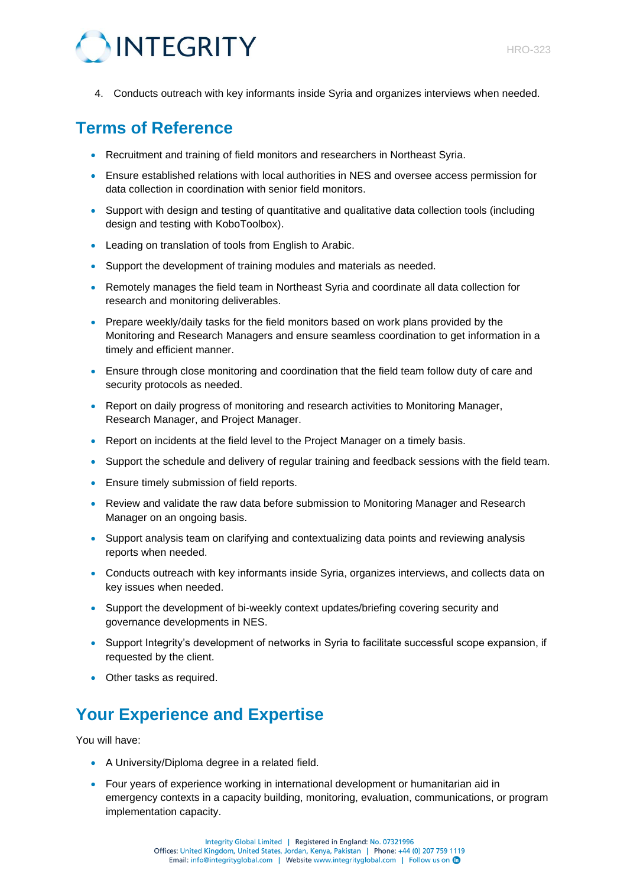4. Conducts outreach with key informants inside Syria and organizes interviews when needed.

## Terms of Reference

- Recruitment and training of field monitors and researchers in Northeast Syria.
- Ensure established relations with local authorities in NES and oversee access permission for data collection in coordination with senior field monitors.
- Support with design and testing of quantitative and qualitative data collection tools (including design and testing with KoboToolbox).
- Leading on translation of tools from English to Arabic.
- Support the development of training modules and materials as needed.
- Remotely manages the field team in Northeast Syria and coordinate all data collection for research and monitoring deliverables.
- Prepare weekly/daily tasks for the field monitors based on work plans provided by the Monitoring and Research Managers and ensure seamless coordination to get information in a timely and efficient manner.
- Ensure through close monitoring and coordination that the field team follow duty of care and security protocols as needed.
- Report on daily progress of monitoring and research activities to Monitoring Manager, Research Manager, and Project Manager.
- Report on incidents at the field level to the Project Manager on a timely basis.
- Support the schedule and delivery of regular training and feedback sessions with the field team.
- Ensure timely submission of field reports.
- Review and validate the raw data before submission to Monitoring Manager and Research Manager on an ongoing basis.
- Support analysis team on clarifying and contextualizing data points and reviewing analysis reports when needed.
- Conducts outreach with key informants inside Syria, organizes interviews, and collects data on key issues when needed.
- Support the development of bi-weekly context updates/briefing covering security and governance developments in NES.
- Support Integrity's development of networks in Syria to facilitate successful scope expansion, if requested by the client.
- Other tasks as required.

## Your Experience and Expertise

You will have:

- A University/Diploma degree in a related field.
- Four years of experience working in international development or humanitarian aid in emergency contexts in a capacity building, monitoring, evaluation, communications, or program implementation capacity.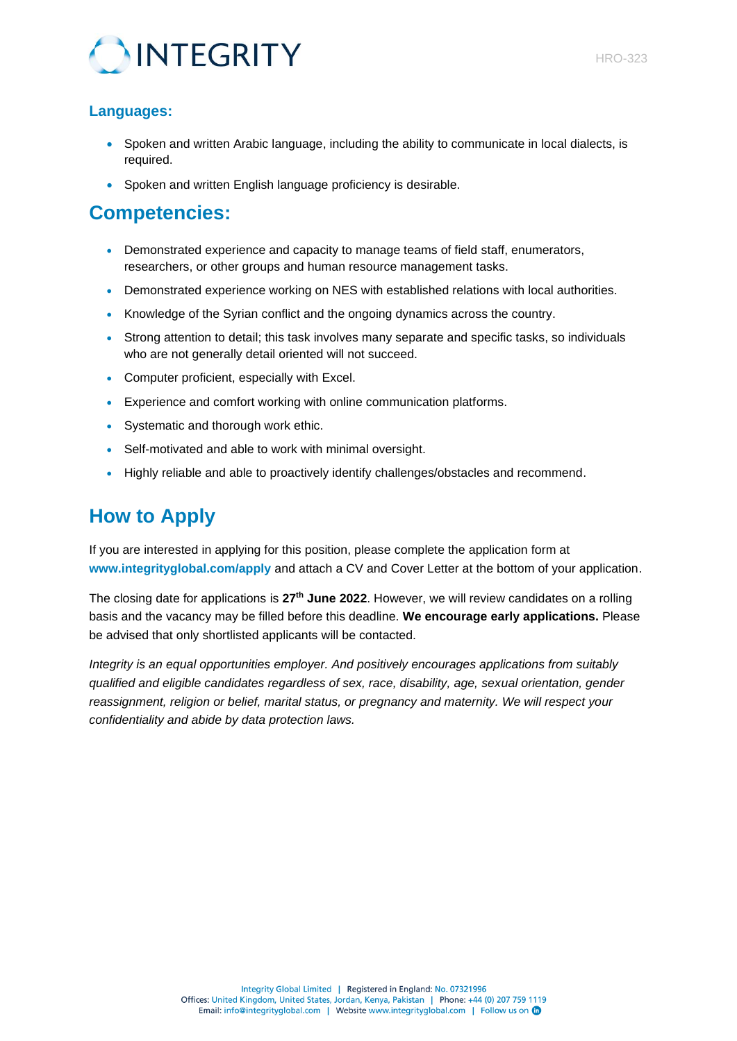### Languages:

- Spoken and written Arabic language, including the ability to communicate in local dialects, is required.
- Spoken and written English language proficiency is desirable.

## Competencies:

- Demonstrated experience and capacity to manage teams of field staff, enumerators, researchers, or other groups and human resource management tasks.
- Demonstrated experience working on NES with established relations with local authorities.
- Knowledge of the Syrian conflict and the ongoing dynamics across the country.
- Strong attention to detail; this task involves many separate and specific tasks, so individuals who are not generally detail oriented will not succeed.
- Computer proficient, especially with Excel.
- Experience and comfort working with online communication platforms.
- Systematic and thorough work ethic.
- Self-motivated and able to work with minimal oversight.
- Highly reliable and able to proactively identify challenges/obstacles and recommend.

## How to Apply

If you are interested in applying for this position, please complete the application form at **www.integrityglobal.com/apply** and attach a CV and Cover Letter at the bottom of your application.

The closing date for applications is **27th June 2022**. However, we will review candidates on a rolling basis and the vacancy may be filled before this deadline. **We encourage early applications.** Please be advised that only shortlisted applicants will be contacted.

*Integrity is an equal opportunities employer. And positively encourages applications from suitably qualified and eligible candidates regardless of sex, race, disability, age, sexual orientation, gender reassignment, religion or belief, marital status, or pregnancy and maternity. We will respect your confidentiality and abide by data protection laws.*